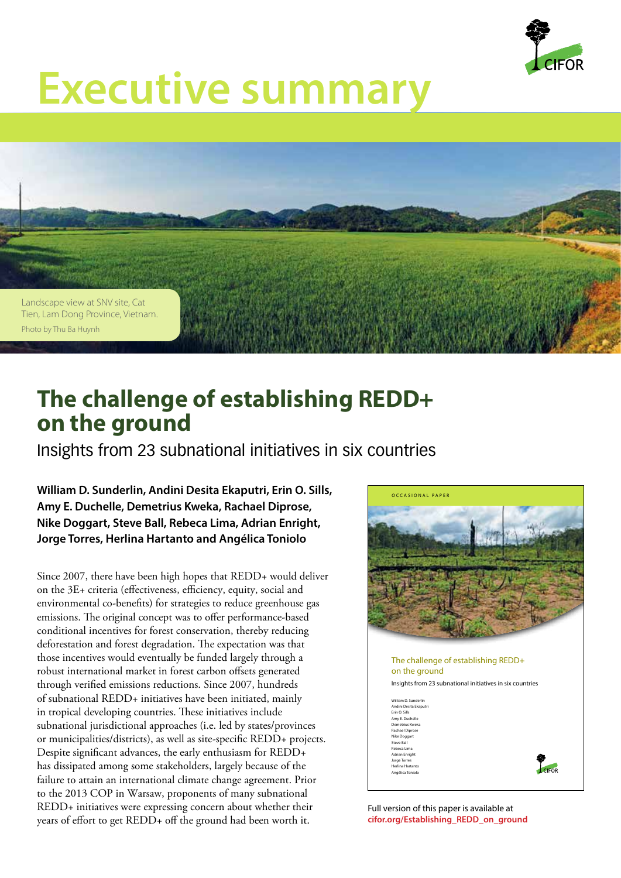# Executive summary

Landscape view at SNV site, Cat Tien, Lam Dong Province, Vietnam.

Photo by Thu Ba Huynh

## The challenge of establishing REDD+ on the ground

Insights from 23 subnational initiatives in six countries

**William D. Sunderlin, Andini Desita Ekaputri, Erin O. Sills, Amy E. Duchelle, Demetrius Kweka, Rachael Diprose, Nike Doggart, Steve Ball, Rebeca Lima, Adrian Enright, Jorge Torres, Herlina Hartanto and Angélica Toniolo**

Since 2007, there have been high hopes that REDD+ would deliver on the 3E+ criteria (effectiveness, efficiency, equity, social and environmental co-benefits) for strategies to reduce greenhouse gas emissions. The original concept was to offer performance-based conditional incentives for forest conservation, thereby reducing deforestation and forest degradation. The expectation was that those incentives would eventually be funded largely through a robust international market in forest carbon offsets generated through verified emissions reductions. Since 2007, hundreds of subnational REDD+ initiatives have been initiated, mainly in tropical developing countries. These initiatives include subnational jurisdictional approaches (i.e. led by states/provinces or municipalities/districts), as well as site-specific REDD+ projects. Despite significant advances, the early enthusiasm for REDD+ has dissipated among some stakeholders, largely because of the failure to attain an international climate change agreement. Prior to the 2013 COP in Warsaw, proponents of many subnational REDD+ initiatives were expressing concern about whether their years of effort to get REDD+ off the ground had been worth it.

OCCASIONAL PAPER

The challenge of establishing REDD+ on the ground

Insights from 23 subnational initiatives in six countries

William D. Sunderlin
Andini Desita Ekaputri
Erin O. Sills
Amy E. Duchelle
Demetrius Kweka
Rachael Diprose
Nike Doggart
Steve Ball
Rebeca Lima
Adrian Enright
Jorge Torres
Herlina Hartanto
Angélica Toniolo

Full version of this paper is available at **cifor.org/Establishing_REDD_on_ground**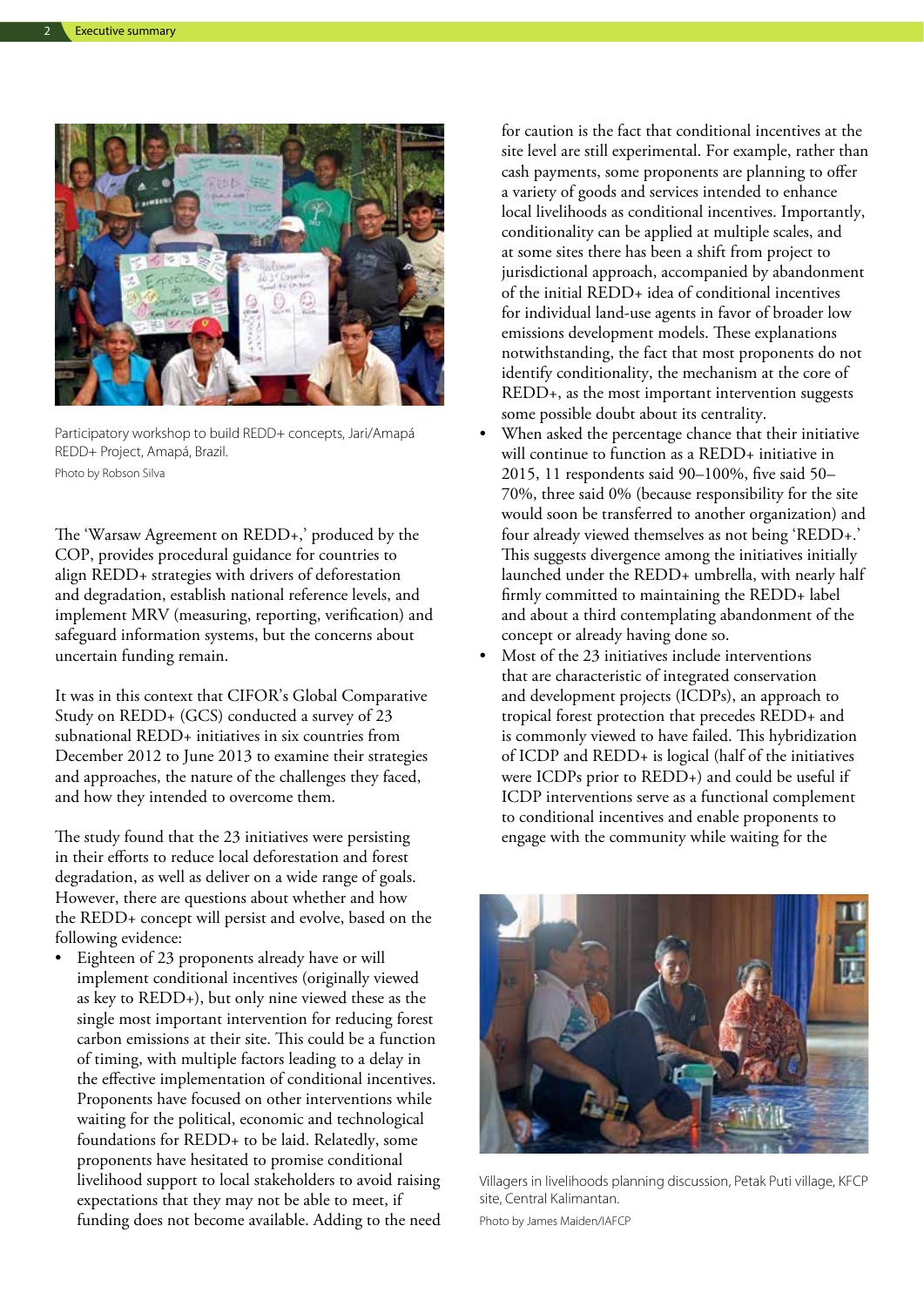Participatory workshop to build REDD+ concepts, Jari/Amapá REDD+ Project, Amapá, Brazil.
Photo by Robson Silva

The 'Warsaw Agreement on REDD+,' produced by the COP, provides procedural guidance for countries to align REDD+ strategies with drivers of deforestation and degradation, establish national reference levels, and implement MRV (measuring, reporting, verification) and safeguard information systems, but the concerns about uncertain funding remain.

It was in this context that CIFOR's Global Comparative Study on REDD+ (GCS) conducted a survey of 23 subnational REDD+ initiatives in six countries from December 2012 to June 2013 to examine their strategies and approaches, the nature of the challenges they faced, and how they intended to overcome them.

The study found that the 23 initiatives were persisting in their efforts to reduce local deforestation and forest degradation, as well as deliver on a wide range of goals. However, there are questions about whether and how the REDD+ concept will persist and evolve, based on the following evidence:

- Eighteen of 23 proponents already have or will implement conditional incentives (originally viewed as key to REDD+), but only nine viewed these as the single most important intervention for reducing forest carbon emissions at their site. This could be a function of timing, with multiple factors leading to a delay in the effective implementation of conditional incentives. Proponents have focused on other interventions while waiting for the political, economic and technological foundations for REDD+ to be laid. Relatedly, some proponents have hesitated to promise conditional livelihood support to local stakeholders to avoid raising expectations that they may not be able to meet, if funding does not become available. Adding to the need for caution is the fact that conditional incentives at the site level are still experimental. For example, rather than cash payments, some proponents are planning to offer a variety of goods and services intended to enhance local livelihoods as conditional incentives. Importantly, conditionality can be applied at multiple scales, and at some sites there has been a shift from project to jurisdictional approach, accompanied by abandonment of the initial REDD+ idea of conditional incentives for individual land-use agents in favor of broader low emissions development models. These explanations notwithstanding, the fact that most proponents do not identify conditionality, the mechanism at the core of REDD+, as the most important intervention suggests some possible doubt about its centrality.
- When asked the percentage chance that their initiative will continue to function as a REDD+ initiative in 2015, 11 respondents said 90–100%, five said 50–70%, three said 0% (because responsibility for the site would soon be transferred to another organization) and four already viewed themselves as not being 'REDD+.' This suggests divergence among the initiatives initially launched under the REDD+ umbrella, with nearly half firmly committed to maintaining the REDD+ label and about a third contemplating abandonment of the concept or already having done so.
- Most of the 23 initiatives include interventions that are characteristic of integrated conservation and development projects (ICDPs), an approach to tropical forest protection that precedes REDD+ and is commonly viewed to have failed. This hybridization of ICDP and REDD+ is logical (half of the initiatives were ICDPs prior to REDD+) and could be useful if ICDP interventions serve as a functional complement to conditional incentives and enable proponents to engage with the community while waiting for the

Villagers in livelihoods planning discussion, Petak Puti village, KFCP site, Central Kalimantan.
Photo by James Maiden/IAFCP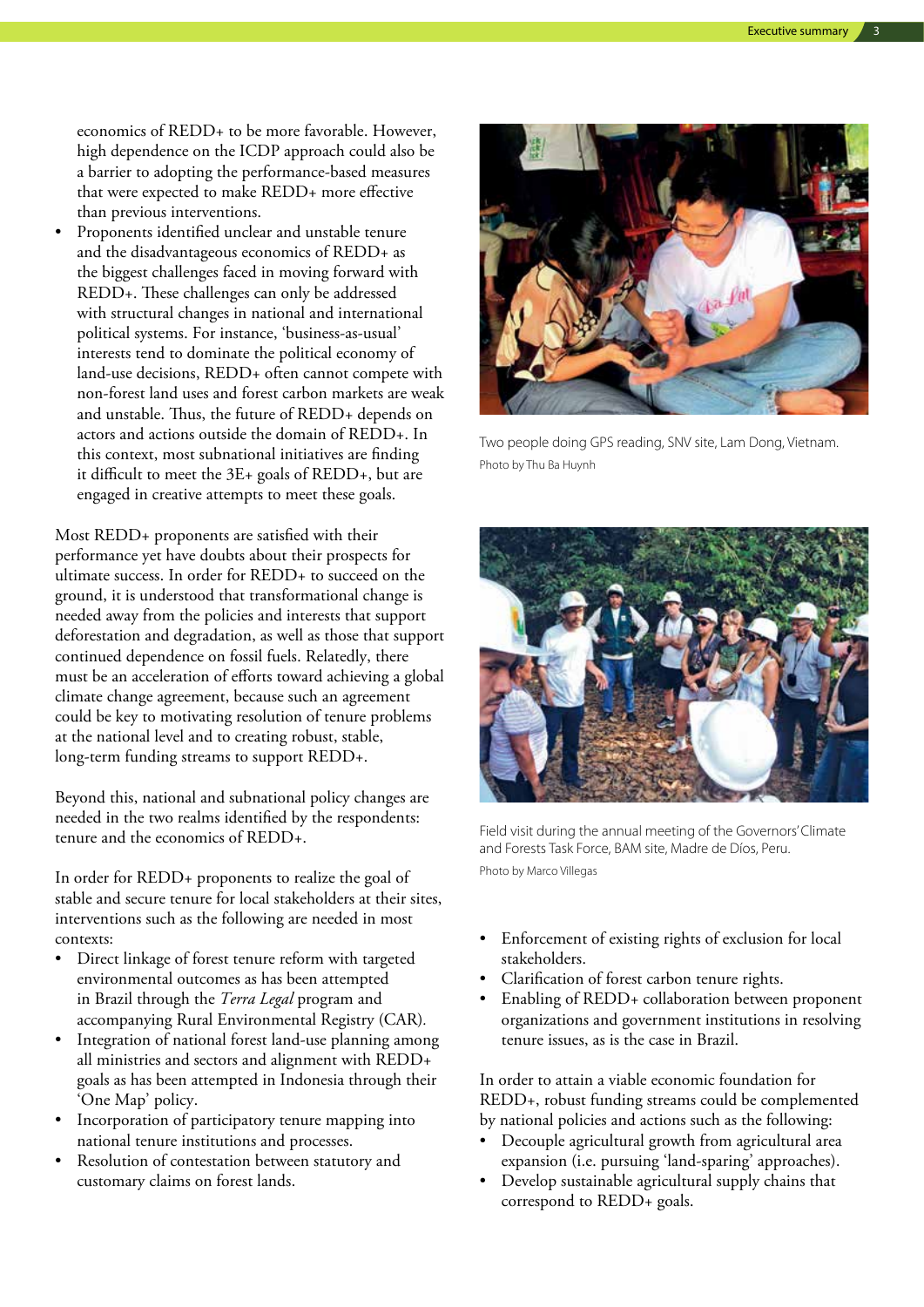economics of REDD+ to be more favorable. However, high dependence on the ICDP approach could also be a barrier to adopting the performance-based measures that were expected to make REDD+ more effective than previous interventions.

- Proponents identified unclear and unstable tenure and the disadvantageous economics of REDD+ as the biggest challenges faced in moving forward with REDD+. These challenges can only be addressed with structural changes in national and international political systems. For instance, 'business-as-usual' interests tend to dominate the political economy of land-use decisions, REDD+ often cannot compete with non-forest land uses and forest carbon markets are weak and unstable. Thus, the future of REDD+ depends on actors and actions outside the domain of REDD+. In this context, most subnational initiatives are finding it difficult to meet the 3E+ goals of REDD+, but are engaged in creative attempts to meet these goals.

Most REDD+ proponents are satisfied with their performance yet have doubts about their prospects for ultimate success. In order for REDD+ to succeed on the ground, it is understood that transformational change is needed away from the policies and interests that support deforestation and degradation, as well as those that support continued dependence on fossil fuels. Relatedly, there must be an acceleration of efforts toward achieving a global climate change agreement, because such an agreement could be key to motivating resolution of tenure problems at the national level and to creating robust, stable, long-term funding streams to support REDD+.

Beyond this, national and subnational policy changes are needed in the two realms identified by the respondents: tenure and the economics of REDD+.

In order for REDD+ proponents to realize the goal of stable and secure tenure for local stakeholders at their sites, interventions such as the following are needed in most contexts:

- Direct linkage of forest tenure reform with targeted environmental outcomes as has been attempted in Brazil through the *Terra Legal* program and accompanying Rural Environmental Registry (CAR).
- Integration of national forest land-use planning among all ministries and sectors and alignment with REDD+ goals as has been attempted in Indonesia through their 'One Map' policy.
- Incorporation of participatory tenure mapping into national tenure institutions and processes.
- Resolution of contestation between statutory and customary claims on forest lands.

Two people doing GPS reading, SNV site, Lam Dong, Vietnam.
Photo by Thu Ba Huynh

Field visit during the annual meeting of the Governors' Climate and Forests Task Force, BAM site, Madre de Díos, Peru.
Photo by Marco Villegas

- Enforcement of existing rights of exclusion for local stakeholders.
- Clarification of forest carbon tenure rights.
- Enabling of REDD+ collaboration between proponent organizations and government institutions in resolving tenure issues, as is the case in Brazil.

In order to attain a viable economic foundation for REDD+, robust funding streams could be complemented by national policies and actions such as the following:

- Decouple agricultural growth from agricultural area expansion (i.e. pursuing 'land-sparing' approaches).
- Develop sustainable agricultural supply chains that correspond to REDD+ goals.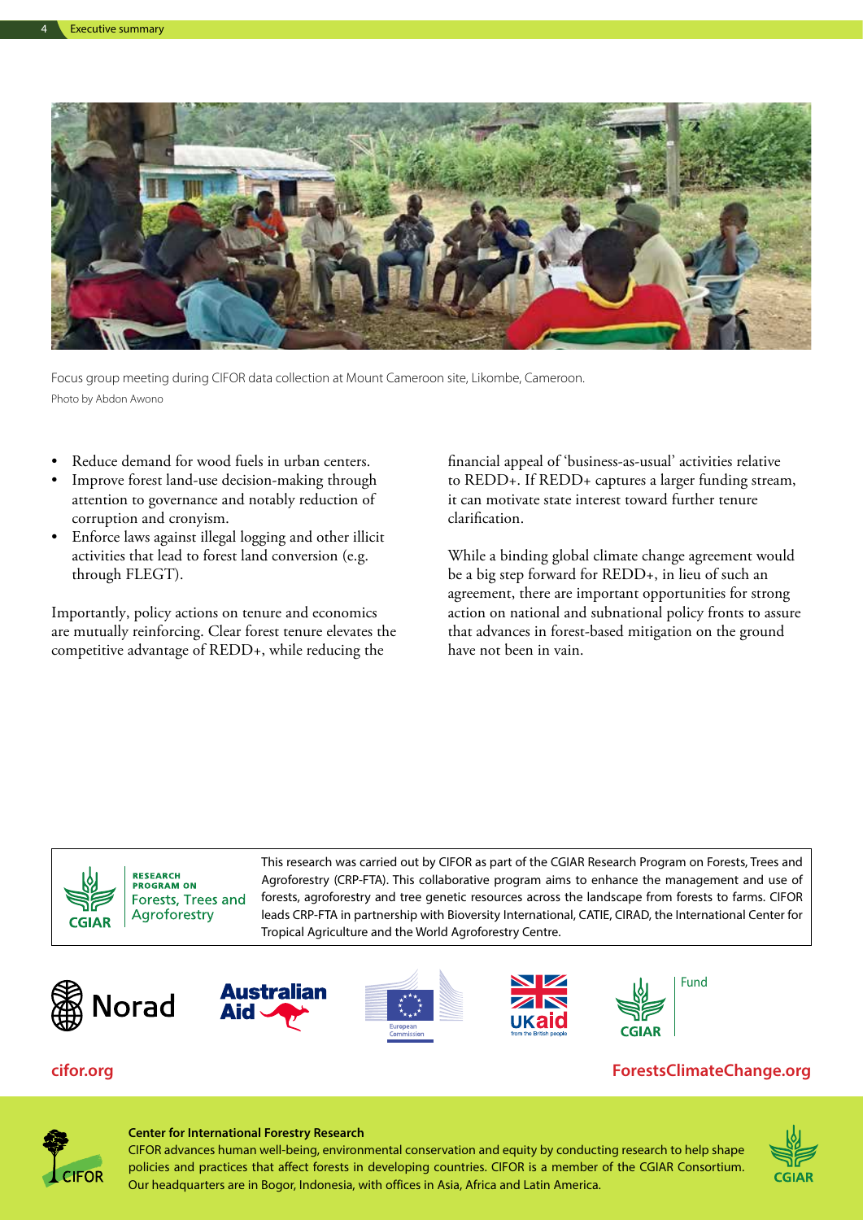Focus group meeting during CIFOR data collection at Mount Cameroon site, Likombe, Cameroon.
Photo by Abdon Awono

- Reduce demand for wood fuels in urban centers.
- Improve forest land-use decision-making through attention to governance and notably reduction of corruption and cronyism.
- Enforce laws against illegal logging and other illicit activities that lead to forest land conversion (e.g. through FLEGT).

Importantly, policy actions on tenure and economics are mutually reinforcing. Clear forest tenure elevates the competitive advantage of REDD+, while reducing the financial appeal of 'business-as-usual' activities relative to REDD+. If REDD+ captures a larger funding stream, it can motivate state interest toward further tenure clarification.

While a binding global climate change agreement would be a big step forward for REDD+, in lieu of such an agreement, there are important opportunities for strong action on national and subnational policy fronts to assure that advances in forest-based mitigation on the ground have not been in vain.

RESEARCH PROGRAM ON Forests, Trees and Agroforestry

This research was carried out by CIFOR as part of the CGIAR Research Program on Forests, Trees and Agroforestry (CRP-FTA). This collaborative program aims to enhance the management and use of forests, agroforestry and tree genetic resources across the landscape from forests to farms. CIFOR leads CRP-FTA in partnership with Bioversity International, CATIE, CIRAD, the International Center for Tropical Agriculture and the World Agroforestry Centre.

Norad | Australian Aid | European Commission | UKaid from the British people | CGIAR Fund

cifor.org

ForestsClimateChange.org

**Center for International Forestry Research**

CIFOR advances human well-being, environmental conservation and equity by conducting research to help shape policies and practices that affect forests in developing countries. CIFOR is a member of the CGIAR Consortium. Our headquarters are in Bogor, Indonesia, with offices in Asia, Africa and Latin America.